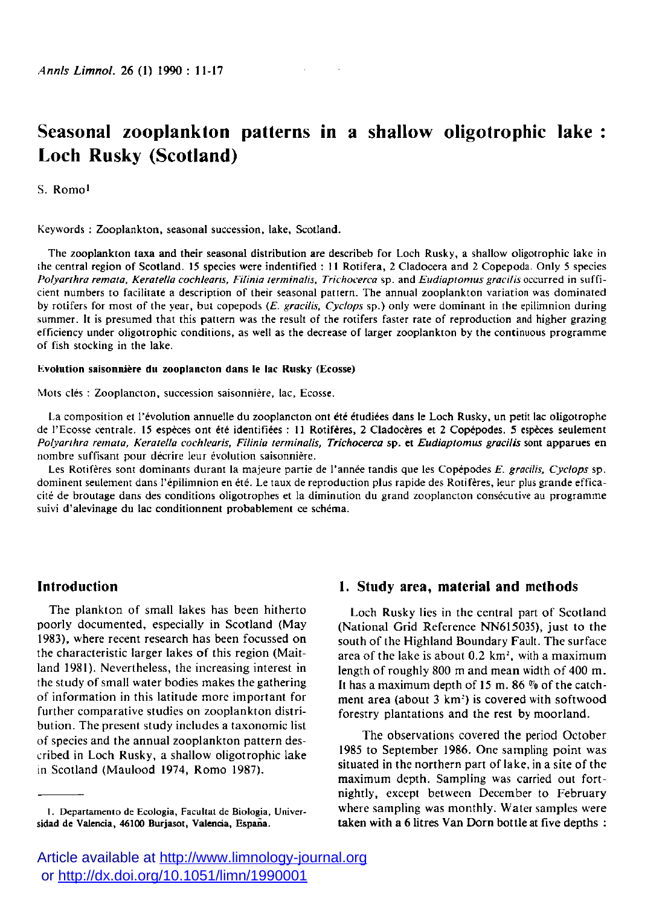# Seasonal zooplankton patterns in a shallow oligotrophic lake : Loch Rusky (Scotland)

S. Romo[1]

Keywords : Zooplankton, seasonal succession, lake, Scotland.

The zooplankton taxa and their seasonal distribution are describeb for Loch Rusky, a shallow oligotrophic lake in the central region of Scotland. 15 species were indentified : 11 Rotifera, 2 Cladocera and 2 Copepoda. Only 5 species *Polyarthra remata, Keratella cochlearis, Filinia terminalis, Trichocerca* sp. and *Eudiaptomus gracilis* occurred in sufficient numbers to facilitate a description of their seasonal pattern. The annual zooplankton variation was dominated by rotifers for most of the year, but copepods (*E. gracilis, Cyclops* sp.) only were dominant in the epilimnion during summer. It is presumed that this pattern was the result of the rotifers faster rate of reproduction and higher grazing efficiency under oligotrophic conditions, as well as the decrease of larger zooplankton by the continuous programme of fish stocking in the lake.

**Evolution saisonnière du zooplancton dans le lac Rusky (Ecosse)**

Mots clés : Zooplancton, succession saisonnière, lac, Ecosse.

La composition et l'évolution annuelle du zooplancton ont été étudiées dans le Loch Rusky, un petit lac oligotrophe de l'Ecosse centrale. 15 espèces ont été identifiées : 11 Rotifères, 2 Cladocères et 2 Copépodes. 5 espèces seulement *Polyarthra remata, Keratella cochlearis, Filinia terminalis, Trichocerca* sp. et *Eudiaptomus gracilis* sont apparues en nombre suffisant pour décrire leur évolution saisonnière.

Les Rotifères sont dominants durant la majeure partie de l'année tandis que les Copépodes *E. gracilis, Cyclops* sp. dominent seulement dans l'épilimnion en été. Le taux de reproduction plus rapide des Rotifères, leur plus grande efficacité de broutage dans des conditions oligotrophes et la diminution du grand zooplancton consécutive au programme suivi d'alevinage du lac conditionnent probablement ce schéma.

## Introduction

The plankton of small lakes has been hitherto poorly documented, especially in Scotland (May 1983), where recent research has been focussed on the characteristic larger lakes of this region (Maitland 1981). Nevertheless, the increasing interest in the study of small water bodies makes the gathering of information in this latitude more important for further comparative studies on zooplankton distribution. The present study includes a taxonomic list of species and the annual zooplankton pattern described in Loch Rusky, a shallow oligotrophic lake in Scotland (Maulood 1974, Romo 1987).

## 1. Study area, material and methods

Loch Rusky lies in the central part of Scotland (National Grid Reference NN615035), just to the south of the Highland Boundary Fault. The surface area of the lake is about 0.2 km², with a maximum length of roughly 800 m and mean width of 400 m. It has a maximum depth of 15 m. 86 % of the catchment area (about 3 km²) is covered with softwood forestry plantations and the rest by moorland.

The observations covered the period October 1985 to September 1986. One sampling point was situated in the northern part of lake, in a site of the maximum depth. Sampling was carried out fortnightly, except between December to February where sampling was monthly. Water samples were taken with a 6 litres Van Dorn bottle at five depths :

1. Departamento de Ecologia, Facultat de Biologia, Universidad de Valencia, 46100 Burjasot, Valencia, España.

Article available at http://www.limnology-journal.org or http://dx.doi.org/10.1051/limn/1990001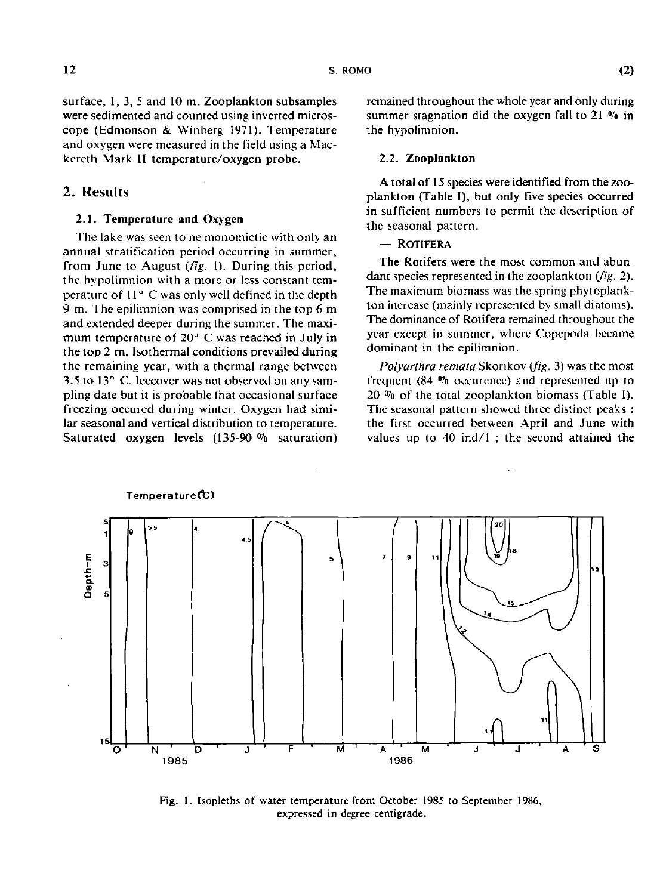surface, 1, 3, 5 and 10 m. Zooplankton subsamples were sedimented and counted using inverted microscope (Edmonson & Winberg 1971). Temperature and oxygen were measured in the field using a Mackereth Mark II temperature/oxygen probe.

## 2. Results

### 2.1. Temperature and Oxygen

The lake was seen to ne monomictic with only an annual stratification period occurring in summer, from June to August (*fig.* 1). During this period, the hypolimnion with a more or less constant temperature of 11° C was only well defined in the depth 9 m. The epilimnion was comprised in the top 6 m and extended deeper during the summer. The maximum temperature of 20° C was reached in July in the top 2 m. Isothermal conditions prevailed during the remaining year, with a thermal range between 3.5 to 13° C. Icecover was not observed on any sampling date but it is probable that occasional surface freezing occured during winter. Oxygen had similar seasonal and vertical distribution to temperature. Saturated oxygen levels (135-90 % saturation) remained throughout the whole year and only during summer stagnation did the oxygen fall to 21 % in the hypolimnion.

### 2.2. Zooplankton

A total of 15 species were identified from the zooplankton (Table I), but only five species occurred in sufficient numbers to permit the description of the seasonal pattern.

— ROTIFERA

The Rotifers were the most common and abundant species represented in the zooplankton (*fig.* 2). The maximum biomass was the spring phytoplankton increase (mainly represented by small diatoms). The dominance of Rotifera remained throughout the year except in summer, where Copepoda became dominant in the epilimnion.

*Polyarthra remata* Skorikov (*fig.* 3) was the most frequent (84 % occurence) and represented up to 20 % of the total zooplankton biomass (Table I). The seasonal pattern showed three distinct peaks : the first occurred between April and June with values up to 40 ind/l ; the second attained the

Fig. 1. Isopleths of water temperature from October 1985 to September 1986, expressed in degree centigrade.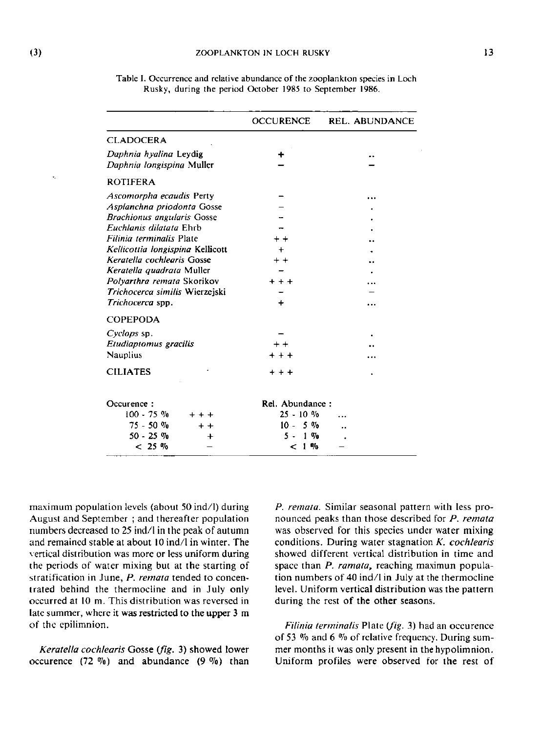Table I. Occurrence and relative abundance of the zooplankton species in Loch Rusky, during the period October 1985 to September 1986.

| | OCCURENCE | REL. ABUNDANCE |
|---|---|---|
| CLADOCERA | | |
| *Daphnia hyalina* Leydig | + | .. |
| *Daphnia longispina* Muller | – | – |
| ROTIFERA | | |
| *Ascomorpha ecaudis* Perty | – | ... |
| *Asplanchna priodonta* Gosse | – | . |
| *Brachionus angularis* Gosse | – | . |
| *Euchlanis dilatata* Ehrb | – | . |
| *Filinia terminalis* Plate | + + | .. |
| *Kellicottia longispina* Kellicott | + | . |
| *Keratella cochlearis* Gosse | + + | .. |
| *Keratella quadrata* Muller | – | . |
| *Polyarthra remata* Skorikov | + + + | ... |
| *Trichocerca similis* Wierzejski | – | – |
| *Trichocerca* spp. | + | ... |
| COPEPODA | | |
| *Cyclops* sp. | – | . |
| *Eudiaptomus gracilis* | + + | .. |
| Nauplius | + + + | ... |
| CILIATES | + + + | . |

| Occurence : | | Rel. Abundance : | |
|---|---|---|---|
| 100 - 75 % | + + + | 25 - 10 % | ... |
| 75 - 50 % | + + | 10 - 5 % | .. |
| 50 - 25 % | + | 5 - 1 % | . |
| < 25 % | – | < 1 % | – |

maximum population levels (about 50 ind/l) during August and September ; and thereafter population numbers decreased to 25 ind/l in the peak of autumn and remained stable at about 10 ind/l in winter. The vertical distribution was more or less uniform during the periods of water mixing but at the starting of stratification in June, *P. remata* tended to concentrated behind the thermocline and in July only occurred at 10 m. This distribution was reversed in late summer, where it was restricted to the upper 3 m of the epilimnion.

*Keratella cochlearis* Gosse (*fig.* 3) showed lower occurence (72 %) and abundance (9 %) than *P. remata*. Similar seasonal pattern with less pronounced peaks than those described for *P. remata* was observed for this species under water mixing conditions. During water stagnation *K. cochlearis* showed different vertical distribution in time and space than *P. ramata*, reaching maximun population numbers of 40 ind/l in July at the thermocline level. Uniform vertical distribution was the pattern during the rest of the other seasons.

*Filinia terminalis* Plate (*fig.* 3) had an occurence of 53 % and 6 % of relative frequency. During summer months it was only present in the hypolimnion. Uniform profiles were observed for the rest of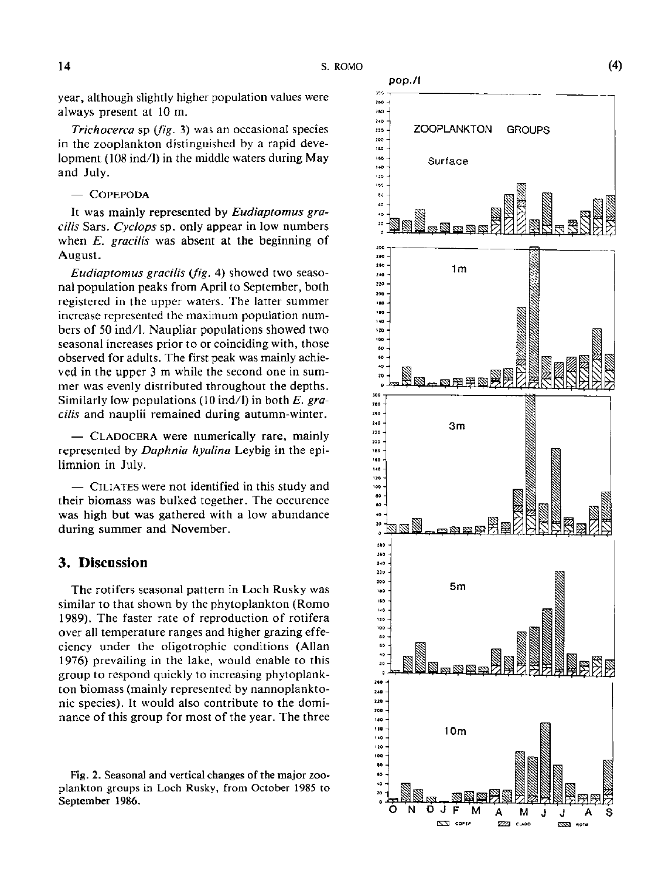year, although slightly higher population values were always present at 10 m.

*Trichocerca* sp (*fig.* 3) was an occasional species in the zooplankton distinguished by a rapid development (108 ind/l) in the middle waters during May and July.

— COPEPODA

It was mainly represented by *Eudiaptomus gracilis* Sars. *Cyclops* sp. only appear in low numbers when *E. gracilis* was absent at the beginning of August.

*Eudiaptomus gracilis* (*fig.* 4) showed two seasonal population peaks from April to September, both registered in the upper waters. The latter summer increase represented the maximum population numbers of 50 ind/l. Naupliar populations showed two seasonal increases prior to or coinciding with, those observed for adults. The first peak was mainly achieved in the upper 3 m while the second one in summer was evenly distributed throughout the depths. Similarly low populations (10 ind/l) in both *E. gracilis* and nauplii remained during autumn-winter.

— CLADOCERA were numerically rare, mainly represented by *Daphnia hyalina* Leybig in the epilimnion in July.

— CILIATES were not identified in this study and their biomass was bulked together. The occurence was high but was gathered with a low abundance during summer and November.

## 3. Discussion

The rotifers seasonal pattern in Loch Rusky was similar to that shown by the phytoplankton (Romo 1989). The faster rate of reproduction of rotifera over all temperature ranges and higher grazing effeciency under the oligotrophic conditions (Allan 1976) prevailing in the lake, would enable to this group to respond quickly to increasing phytoplankton biomass (mainly represented by nannoplanktonic species). It would also contribute to the dominance of this group for most of the year. The three

Fig. 2. Seasonal and vertical changes of the major zooplankton groups in Loch Rusky, from October 1985 to September 1986.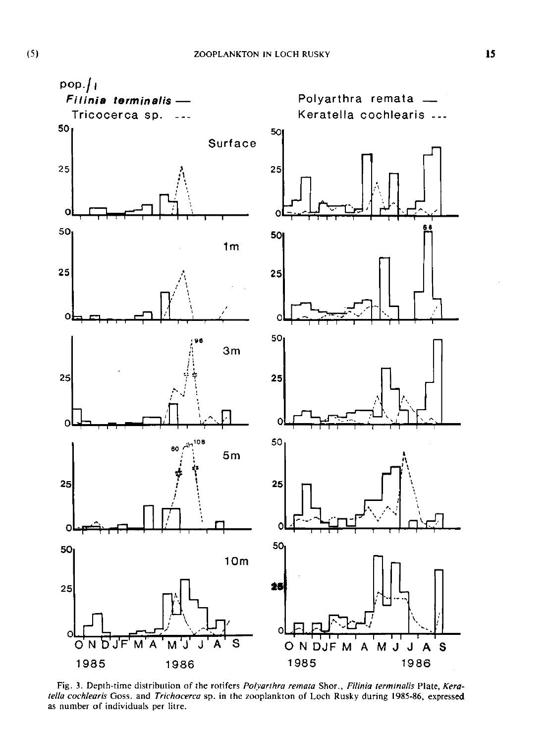Fig. 3. Depth-time distribution of the rotifers *Polyarthra remata* Shor., *Filinia terminalis* Plate, *Keratella cochlearis* Goss. and *Trichocerca* sp. in the zooplankton of Loch Rusky during 1985-86, expressed as number of individuals per litre.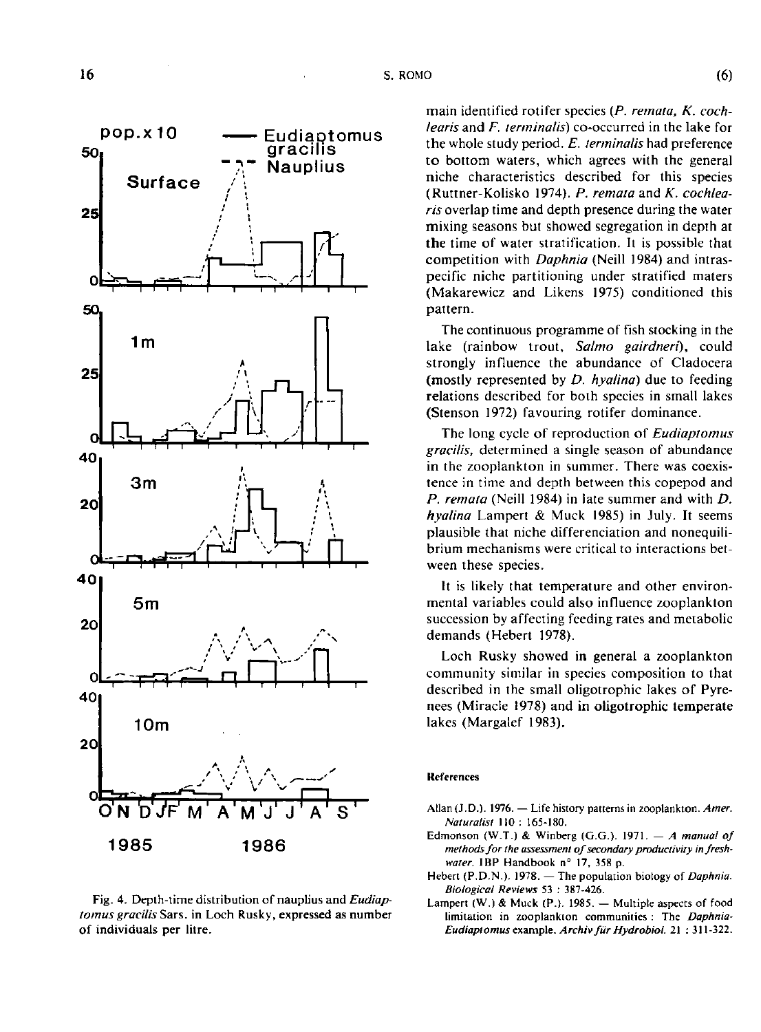Fig. 4. Depth-time distribution of nauplius and *Eudiaptomus gracilis* Sars. in Loch Rusky, expressed as number of individuals per litre.

main identified rotifer species (*P. remata, K. cochlearis* and *F. terminalis*) co-occurred in the lake for the whole study period. *F. terminalis* had preference to bottom waters, which agrees with the general niche characteristics described for this species (Ruttner-Kolisko 1974). *P. remata* and *K. cochlearis* overlap time and depth presence during the water mixing seasons but showed segregation in depth at the time of water stratification. It is possible that competition with *Daphnia* (Neill 1984) and intraspecific niche partitioning under stratified maters (Makarewicz and Likens 1975) conditioned this pattern.

The continuous programme of fish stocking in the lake (rainbow trout, *Salmo gairdneri*), could strongly influence the abundance of Cladocera (mostly represented by *D. hyalina*) due to feeding relations described for both species in small lakes (Stenson 1972) favouring rotifer dominance.

The long cycle of reproduction of *Eudiaptomus gracilis*, determined a single season of abundance in the zooplankton in summer. There was coexistence in time and depth between this copepod and *P. remata* (Neill 1984) in late summer and with *D. hyalina* Lampert & Muck 1985) in July. It seems plausible that niche differenciation and nonequilibrium mechanisms were critical to interactions between these species.

It is likely that temperature and other environmental variables could also influence zooplankton succession by affecting feeding rates and metabolic demands (Hebert 1978).

Loch Rusky showed in general a zooplankton community similar in species composition to that described in the small oligotrophic lakes of Pyrenees (Miracle 1978) and in oligotrophic temperate lakes (Margalef 1983).

### References

Allan (J.D.). 1976. — Life history patterns in zooplankton. *Amer. Naturalist* 110 : 165-180.

Edmonson (W.T.) & Winberg (G.G.). 1971. — *A manual of methods for the assessment of secondary productivity in freshwater.* IBP Handbook n° 17, 358 p.

Hebert (P.D.N.). 1978. — The population biology of *Daphnia*. *Biological Reviews* 53 : 387-426.

Lampert (W.) & Muck (P.). 1985. — Multiple aspects of food limitation in zooplankton communities : The *Daphnia-Eudiaptomus* example. *Archiv für Hydrobiol.* 21 : 311-322.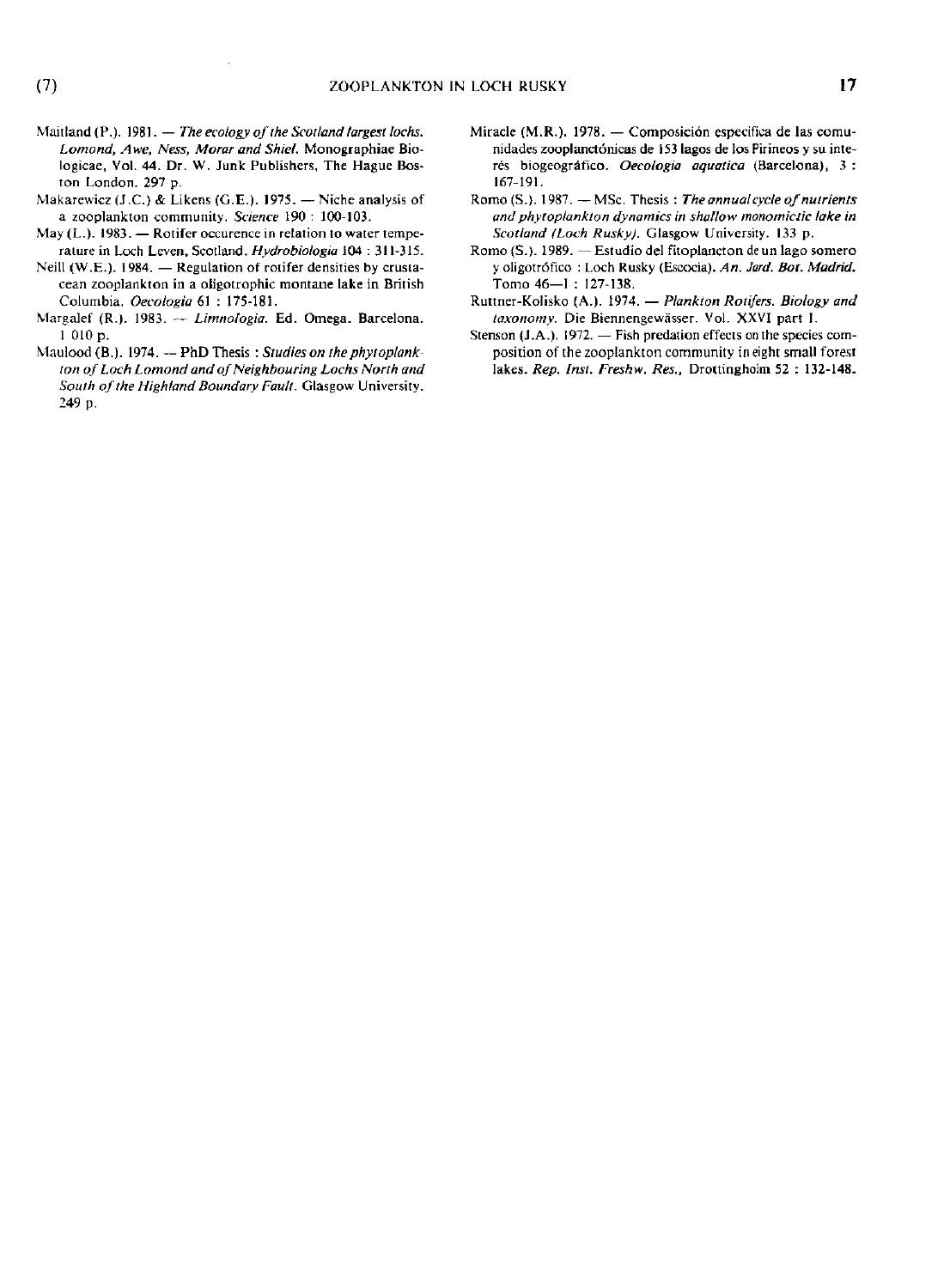Maitland (P.). 1981. — *The ecology of the Scotland largest lochs. Lomond, Awe, Ness, Morar and Shiel.* Monographiae Biologicae, Vol. 44. Dr. W. Junk Publishers, The Hague Boston London. 297 p.

Makarewicz (J.C.) & Likens (G.E.). 1975. — Niche analysis of a zooplankton community. *Science* 190 : 100-103.

May (L.). 1983. — Rotifer occurence in relation to water temperature in Loch Leven, Scotland. *Hydrobiologia* 104 : 311-315.

Neill (W.E.). 1984. — Regulation of rotifer densities by crustacean zooplankton in a oligotrophic montane lake in British Columbia. *Oecologia* 61 : 175-181.

Margalef (R.). 1983. — *Limnologia.* Ed. Omega. Barcelona. 1 010 p.

Maulood (B.). 1974. — PhD Thesis : *Studies on the phytoplankton of Loch Lomond and of Neighbouring Lochs North and South of the Highland Boundary Fault.* Glasgow University. 249 p.

Miracle (M.R.). 1978. — Composición específica de las comunidades zooplanctónicas de 153 lagos de los Pirineos y su interés biogeográfico. *Oecologia aquatica* (Barcelona), 3 : 167-191.

Romo (S.). 1987. — MSc. Thesis : *The annual cycle of nutrients and phytoplankton dynamics in shallow monomictic lake in Scotland (Loch Rusky).* Glasgow University. 133 p.

Romo (S.). 1989. — Estudio del fitoplancton de un lago somero y oligotrófico : Loch Rusky (Escocia). *An. Jard. Bot. Madrid.* Tomo 46—1 : 127-138.

Ruttner-Kolisko (A.). 1974. — *Plankton Rotifers. Biology and taxonomy.* Die Biennengewässer. Vol. XXVI part 1.

Stenson (J.A.). 1972. — Fish predation effects on the species composition of the zooplankton community in eight small forest lakes. *Rep. Inst. Freshw. Res.,* Drottingholm 52 : 132-148.